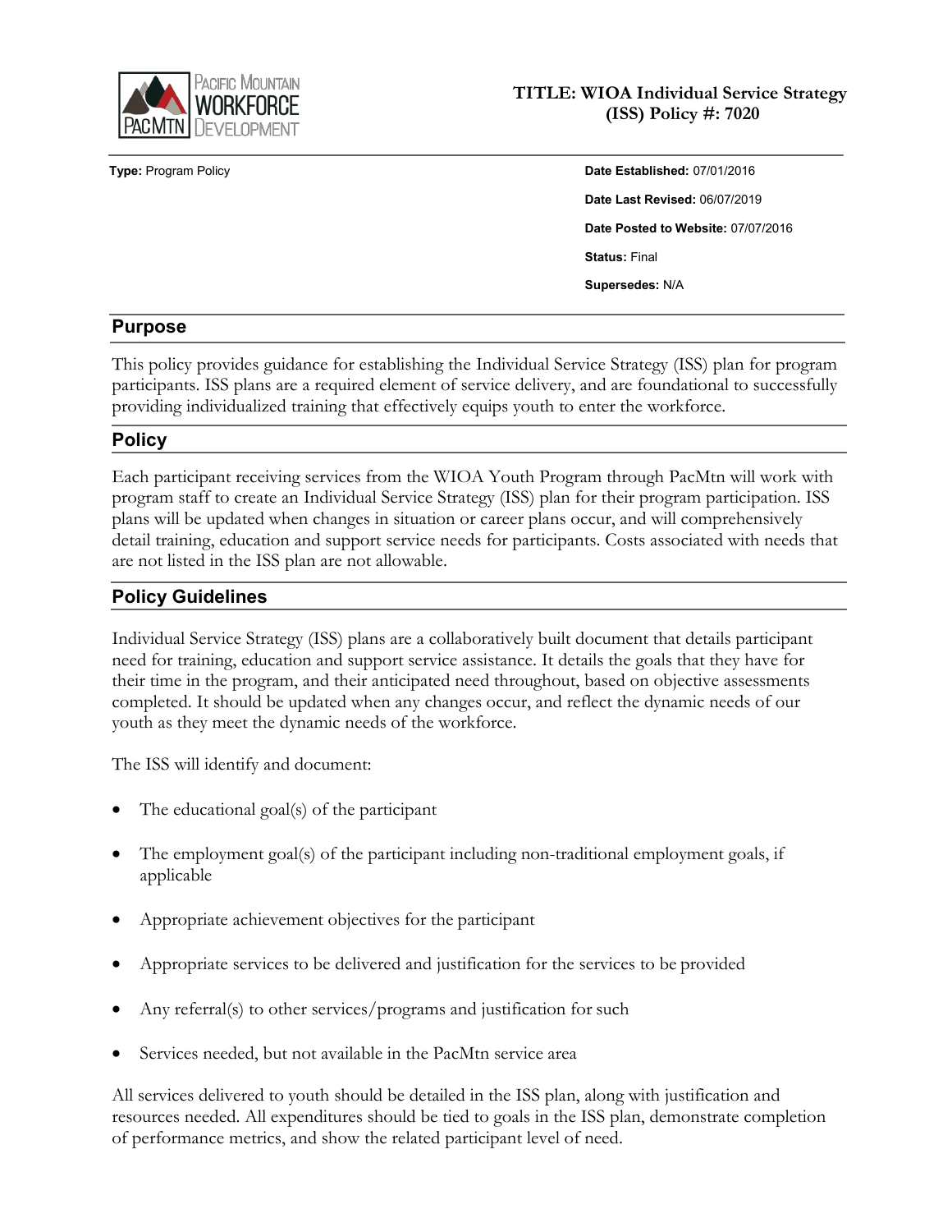# TITLE: WIOA Individual Service Strategy (ISS) Policy #: 7020

**Type:** Program Policy

**Date Established:** 07/01/2016

**Date Last Revised:** 06/07/2019

**Date Posted to Website:** 07/07/2016

**Status:** Final

**Supersedes:** N/A

## Purpose

This policy provides guidance for establishing the Individual Service Strategy (ISS) plan for program participants. ISS plans are a required element of service delivery, and are foundational to successfully providing individualized training that effectively equips youth to enter the workforce.

## Policy

Each participant receiving services from the WIOA Youth Program through PacMtn will work with program staff to create an Individual Service Strategy (ISS) plan for their program participation. ISS plans will be updated when changes in situation or career plans occur, and will comprehensively detail training, education and support service needs for participants. Costs associated with needs that are not listed in the ISS plan are not allowable.

## Policy Guidelines

Individual Service Strategy (ISS) plans are a collaboratively built document that details participant need for training, education and support service assistance. It details the goals that they have for their time in the program, and their anticipated need throughout, based on objective assessments completed. It should be updated when any changes occur, and reflect the dynamic needs of our youth as they meet the dynamic needs of the workforce.

The ISS will identify and document:

- The educational goal(s) of the participant
- The employment goal(s) of the participant including non-traditional employment goals, if applicable
- Appropriate achievement objectives for the participant
- Appropriate services to be delivered and justification for the services to be provided
- Any referral(s) to other services/programs and justification for such
- Services needed, but not available in the PacMtn service area

All services delivered to youth should be detailed in the ISS plan, along with justification and resources needed. All expenditures should be tied to goals in the ISS plan, demonstrate completion of performance metrics, and show the related participant level of need.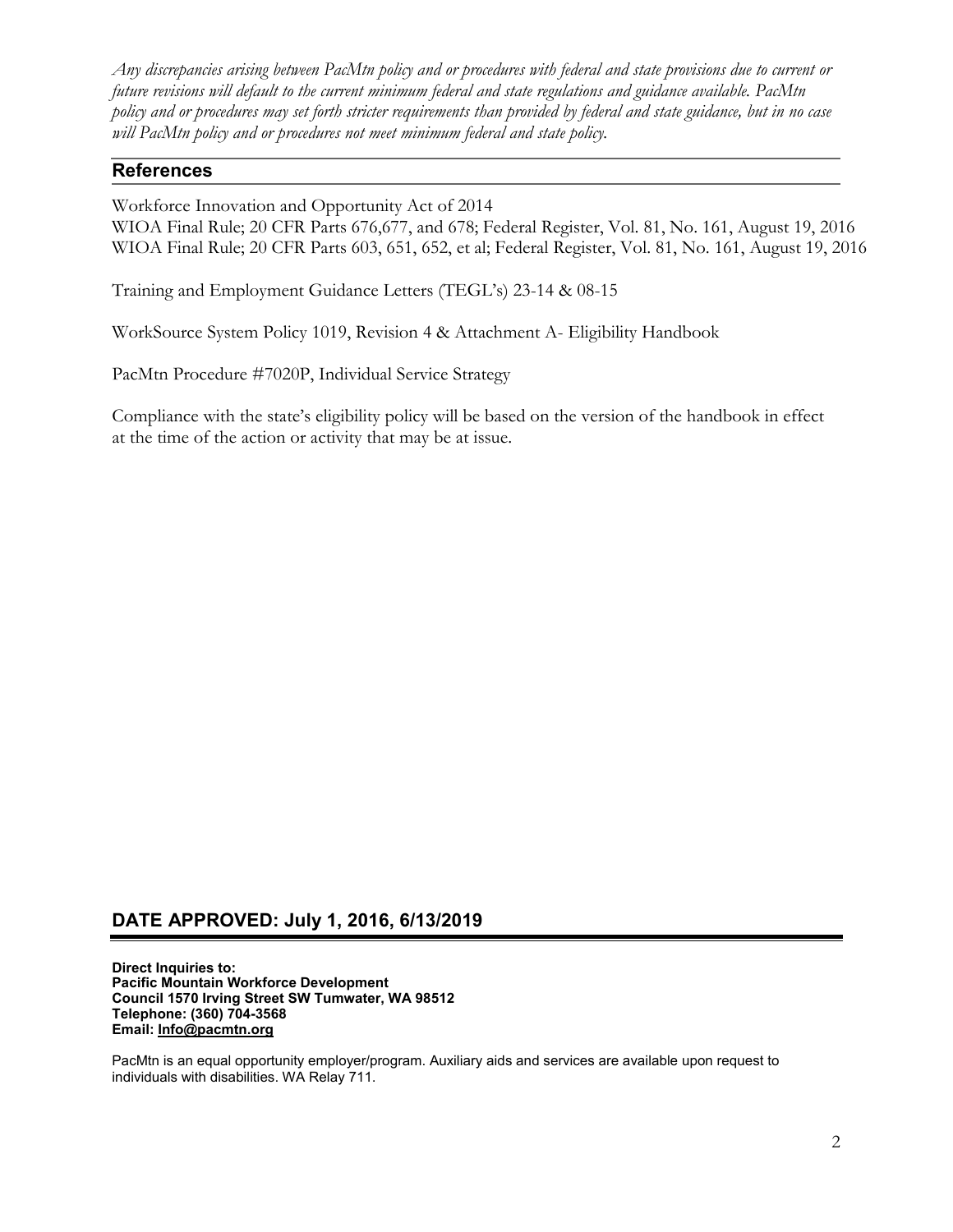*Any discrepancies arising between PacMtn policy and or procedures with federal and state provisions due to current or future revisions will default to the current minimum federal and state regulations and guidance available. PacMtn policy and or procedures may set forth stricter requirements than provided by federal and state guidance, but in no case will PacMtn policy and or procedures not meet minimum federal and state policy.*

## References

Workforce Innovation and Opportunity Act of 2014
WIOA Final Rule; 20 CFR Parts 676,677, and 678; Federal Register, Vol. 81, No. 161, August 19, 2016
WIOA Final Rule; 20 CFR Parts 603, 651, 652, et al; Federal Register, Vol. 81, No. 161, August 19, 2016

Training and Employment Guidance Letters (TEGL's) 23-14 & 08-15

WorkSource System Policy 1019, Revision 4 & Attachment A- Eligibility Handbook

PacMtn Procedure #7020P, Individual Service Strategy

Compliance with the state's eligibility policy will be based on the version of the handbook in effect at the time of the action or activity that may be at issue.

## DATE APPROVED: July 1, 2016, 6/13/2019

**Direct Inquiries to:**
**Pacific Mountain Workforce Development**
**Council 1570 Irving Street SW Tumwater, WA 98512**
**Telephone: (360) 704-3568**
**Email: Info@pacmtn.org**

PacMtn is an equal opportunity employer/program. Auxiliary aids and services are available upon request to individuals with disabilities. WA Relay 711.